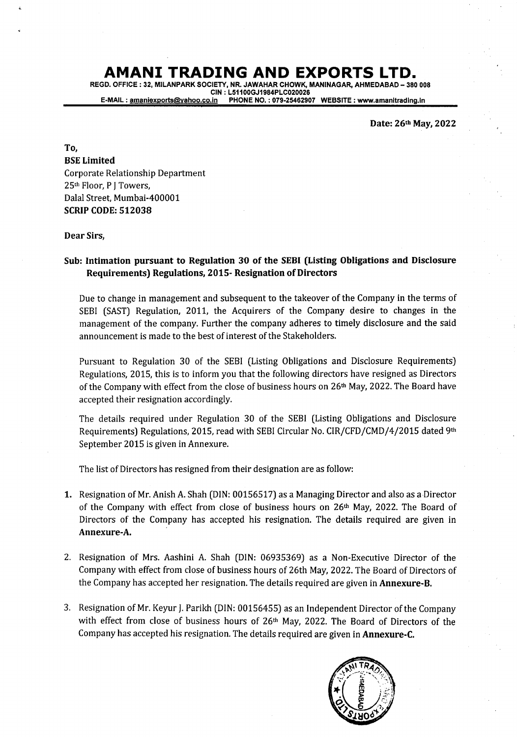# AMANI TRADING AND EXPORTS LTD.

REGD. OFFICE : 32, MILANPARK SOCIETY, NR. JAWAHAR CHOWK, MANINAGAR, AHMEDABAD – 380 008
CIN : L51100GJ1984PLC020026
E-MAIL : amaniexports@yahoo.co.in PHONE NO. : 079-25462907 WEBSITE : www.amanitrading.in

Date: 26th May, 2022

To,
**BSE Limited**
Corporate Relationship Department
25th Floor, P J Towers,
Dalal Street, Mumbai-400001
**SCRIP CODE: 512038**

**Dear Sirs,**

**Sub: Intimation pursuant to Regulation 30 of the SEBI (Listing Obligations and Disclosure Requirements) Regulations, 2015- Resignation of Directors**

Due to change in management and subsequent to the takeover of the Company in the terms of SEBI (SAST) Regulation, 2011, the Acquirers of the Company desire to changes in the management of the company. Further the company adheres to timely disclosure and the said announcement is made to the best of interest of the Stakeholders.

Pursuant to Regulation 30 of the SEBI (Listing Obligations and Disclosure Requirements) Regulations, 2015, this is to inform you that the following directors have resigned as Directors of the Company with effect from the close of business hours on 26th May, 2022. The Board have accepted their resignation accordingly.

The details required under Regulation 30 of the SEBI (Listing Obligations and Disclosure Requirements) Regulations, 2015, read with SEBI Circular No. CIR/CFD/CMD/4/2015 dated 9th September 2015 is given in Annexure.

The list of Directors has resigned from their designation are as follow:

1. Resignation of Mr. Anish A. Shah (DIN: 00156517) as a Managing Director and also as a Director of the Company with effect from close of business hours on 26th May, 2022. The Board of Directors of the Company has accepted his resignation. The details required are given in **Annexure-A.**

2. Resignation of Mrs. Aashini A. Shah (DIN: 06935369) as a Non-Executive Director of the Company with effect from close of business hours of 26th May, 2022. The Board of Directors of the Company has accepted her resignation. The details required are given in **Annexure-B.**

3. Resignation of Mr. Keyur J. Parikh (DIN: 00156455) as an Independent Director of the Company with effect from close of business hours of 26th May, 2022. The Board of Directors of the Company has accepted his resignation. The details required are given in **Annexure-C.**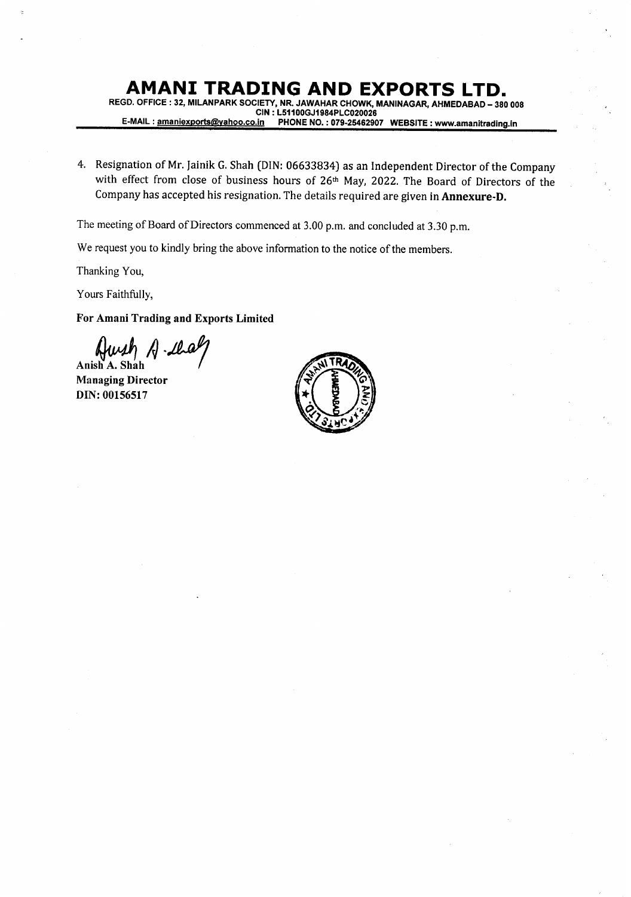# AMANI TRADING AND EXPORTS LTD.

REGD. OFFICE : 32, MILANPARK SOCIETY, NR. JAWAHAR CHOWK, MANINAGAR, AHMEDABAD – 380 008
CIN : L51100GJ1984PLC020026
E-MAIL : amaniexports@yahoo.co.in PHONE NO. : 079-25462907 WEBSITE : www.amanitrading.in

4. Resignation of Mr. Jainik G. Shah (DIN: 06633834) as an Independent Director of the Company with effect from close of business hours of 26th May, 2022. The Board of Directors of the Company has accepted his resignation. The details required are given in **Annexure-D.**

The meeting of Board of Directors commenced at 3.00 p.m. and concluded at 3.30 p.m.

We request you to kindly bring the above information to the notice of the members.

Thanking You,

Yours Faithfully,

**For Amani Trading and Exports Limited**

**Anish A. Shah**
**Managing Director**
**DIN: 00156517**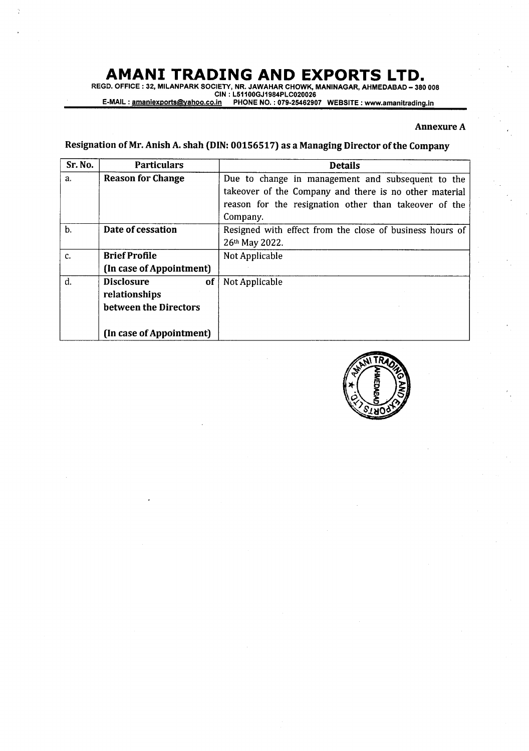# AMANI TRADING AND EXPORTS LTD.

REGD. OFFICE : 32, MILANPARK SOCIETY, NR. JAWAHAR CHOWK, MANINAGAR, AHMEDABAD – 380 008
CIN : L51100GJ1984PLC020026
E-MAIL : amaniexports@yahoo.co.in PHONE NO. : 079-25462907 WEBSITE : www.amanitrading.in

**Annexure A**

## Resignation of Mr. Anish A. shah (DIN: 00156517) as a Managing Director of the Company

| Sr. No. | Particulars | Details |
|---|---|---|
| a. | **Reason for Change** | Due to change in management and subsequent to the takeover of the Company and there is no other material reason for the resignation other than takeover of the Company. |
| b. | **Date of cessation** | Resigned with effect from the close of business hours of 26th May 2022. |
| c. | **Brief Profile (In case of Appointment)** | Not Applicable |
| d. | **Disclosure of relationships between the Directors (In case of Appointment)** | Not Applicable |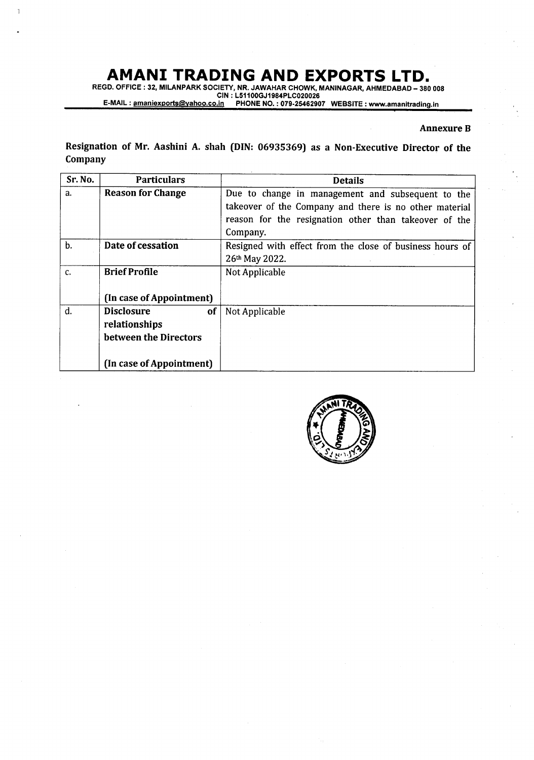# AMANI TRADING AND EXPORTS LTD.

REGD. OFFICE : 32, MILANPARK SOCIETY, NR. JAWAHAR CHOWK, MANINAGAR, AHMEDABAD – 380 008
CIN : L51100GJ1984PLC020026
E-MAIL : amaniexports@yahoo.co.in PHONE NO. : 079-25462907 WEBSITE : www.amanitrading.in

**Annexure B**

**Resignation of Mr. Aashini A. shah (DIN: 06935369) as a Non-Executive Director of the Company**

| Sr. No. | Particulars | Details |
|---|---|---|
| a. | **Reason for Change** | Due to change in management and subsequent to the takeover of the Company and there is no other material reason for the resignation other than takeover of the Company. |
| b. | **Date of cessation** | Resigned with effect from the close of business hours of 26th May 2022. |
| c. | **Brief Profile** <br><br> **(In case of Appointment)** | Not Applicable |
| d. | **Disclosure of relationships between the Directors** <br><br> **(In case of Appointment)** | Not Applicable |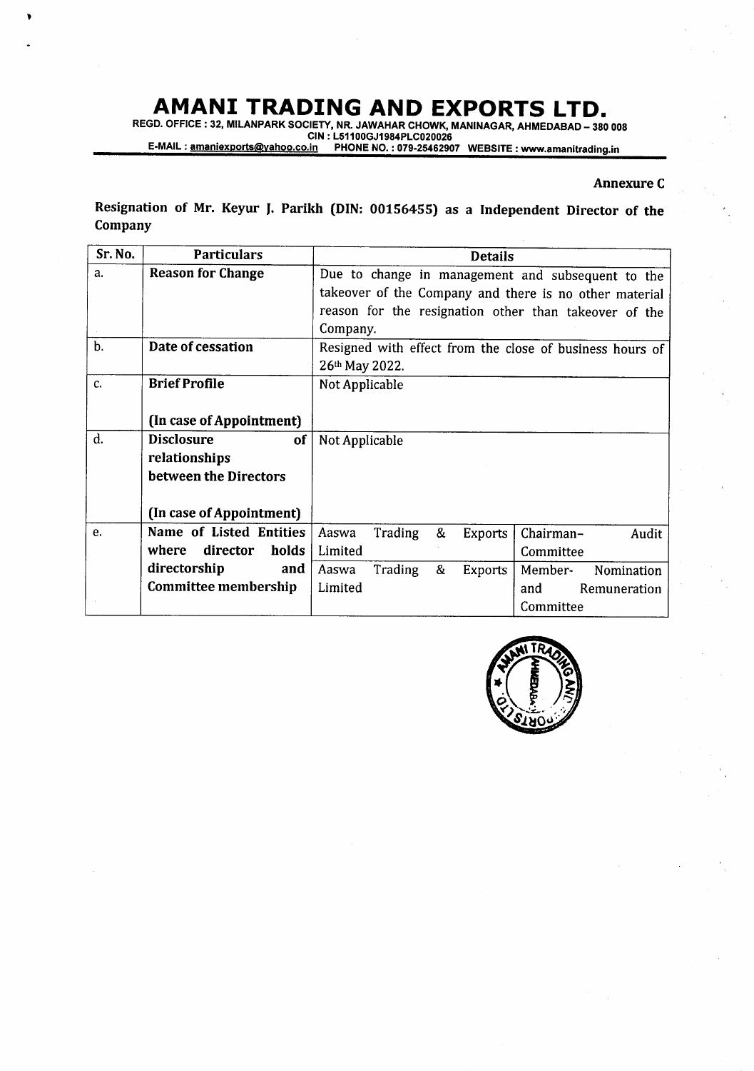# AMANI TRADING AND EXPORTS LTD.

REGD. OFFICE : 32, MILANPARK SOCIETY, NR. JAWAHAR CHOWK, MANINAGAR, AHMEDABAD – 380 008
CIN : L51100GJ1984PLC020026
E-MAIL : amaniexports@yahoo.co.in PHONE NO. : 079-25462907 WEBSITE : www.amanitrading.in

**Annexure C**

**Resignation of Mr. Keyur J. Parikh (DIN: 00156455) as a Independent Director of the Company**

| Sr. No. | Particulars | Details | |
|---|---|---|---|
| a. | **Reason for Change** | Due to change in management and subsequent to the takeover of the Company and there is no other material reason for the resignation other than takeover of the Company. | |
| b. | **Date of cessation** | Resigned with effect from the close of business hours of 26th May 2022. | |
| c. | **Brief Profile**<br><br>**(In case of Appointment)** | Not Applicable | |
| d. | **Disclosure of relationships between the Directors**<br><br>**(In case of Appointment)** | Not Applicable | |
| e. | **Name of Listed Entities where director holds directorship and Committee membership** | Aaswa Trading & Exports Limited | Chairman– Audit Committee |
| | | Aaswa Trading & Exports Limited | Member- Nomination and Remuneration Committee |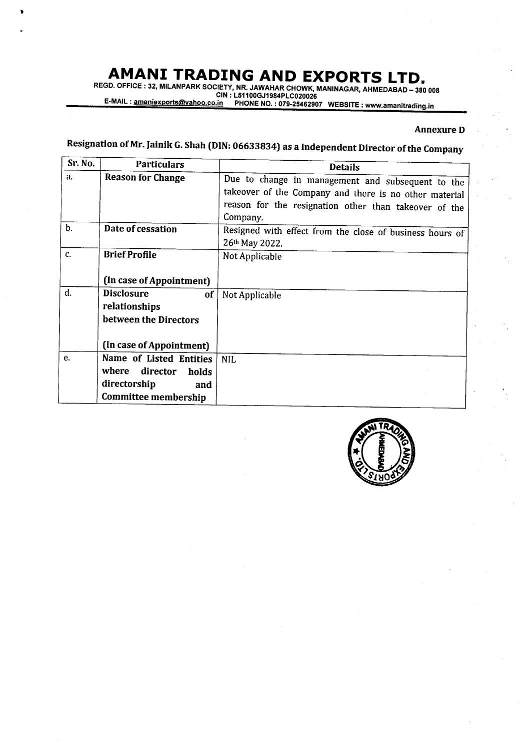# AMANI TRADING AND EXPORTS LTD.

REGD. OFFICE : 32, MILANPARK SOCIETY, NR. JAWAHAR CHOWK, MANINAGAR, AHMEDABAD – 380 008
CIN : L51100GJ1984PLC020026
E-MAIL : amaniexports@yahoo.co.in PHONE NO. : 079-25462907 WEBSITE : www.amanitrading.in

**Annexure D**

## Resignation of Mr. Jainik G. Shah (DIN: 06633834) as a Independent Director of the Company

| Sr. No. | Particulars | Details |
|---|---|---|
| a. | **Reason for Change** | Due to change in management and subsequent to the takeover of the Company and there is no other material reason for the resignation other than takeover of the Company. |
| b. | **Date of cessation** | Resigned with effect from the close of business hours of 26th May 2022. |
| c. | **Brief Profile**<br><br>**(In case of Appointment)** | Not Applicable |
| d. | **Disclosure of relationships between the Directors**<br><br>**(In case of Appointment)** | Not Applicable |
| e. | **Name of Listed Entities where director holds directorship and Committee membership** | NIL |